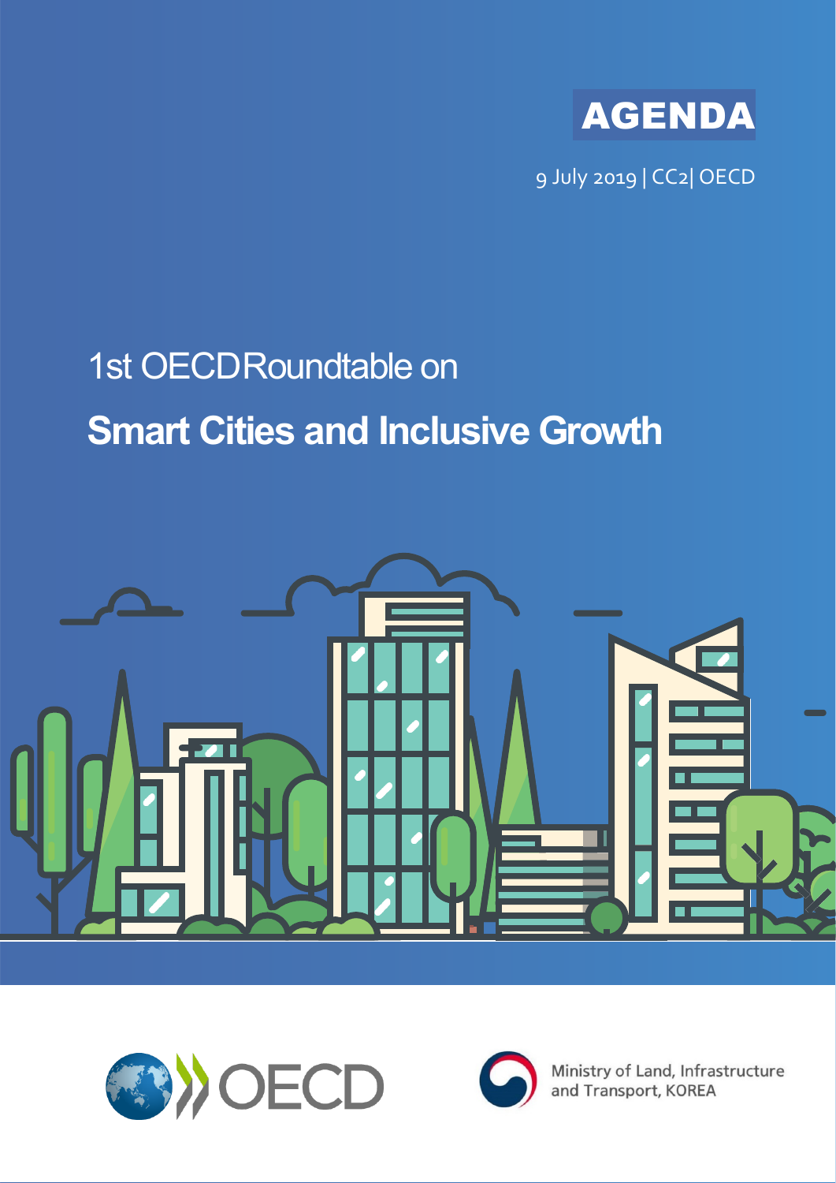**AGENDA**

9 July 2019 | CC2| OECD

# 1st OECD Roundtable on

# **Smart Cities and Inclusive Growth**

OECD

Ministry of Land, Infrastructure and Transport, KOREA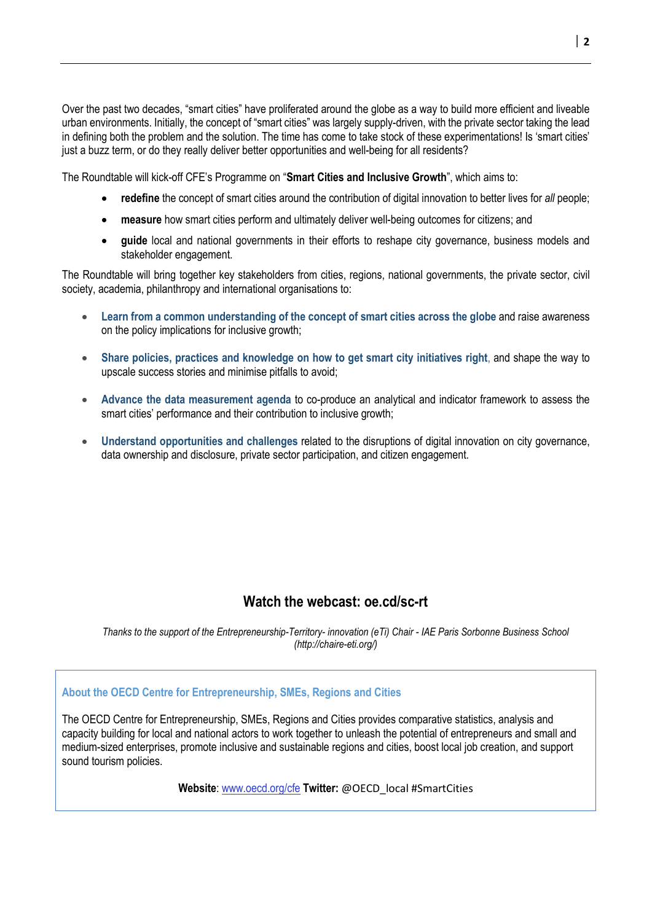Over the past two decades, "smart cities" have proliferated around the globe as a way to build more efficient and liveable urban environments. Initially, the concept of "smart cities" was largely supply-driven, with the private sector taking the lead in defining both the problem and the solution. The time has come to take stock of these experimentations! Is 'smart cities' just a buzz term, or do they really deliver better opportunities and well-being for all residents?

The Roundtable will kick-off CFE's Programme on "**Smart Cities and Inclusive Growth**", which aims to:

- **redefine** the concept of smart cities around the contribution of digital innovation to better lives for *all* people;
- **measure** how smart cities perform and ultimately deliver well-being outcomes for citizens; and
- **guide** local and national governments in their efforts to reshape city governance, business models and stakeholder engagement.

The Roundtable will bring together key stakeholders from cities, regions, national governments, the private sector, civil society, academia, philanthropy and international organisations to:

- **Learn from a common understanding of the concept of smart cities across the globe** and raise awareness on the policy implications for inclusive growth;
- **Share policies, practices and knowledge on how to get smart city initiatives right**, and shape the way to upscale success stories and minimise pitfalls to avoid;
- **Advance the data measurement agenda** to co-produce an analytical and indicator framework to assess the smart cities' performance and their contribution to inclusive growth;
- **Understand opportunities and challenges** related to the disruptions of digital innovation on city governance, data ownership and disclosure, private sector participation, and citizen engagement.

## Watch the webcast: oe.cd/sc-rt

*Thanks to the support of the Entrepreneurship-Territory- innovation (eTi) Chair - IAE Paris Sorbonne Business School (http://chaire-eti.org/)*

### About the OECD Centre for Entrepreneurship, SMEs, Regions and Cities

The OECD Centre for Entrepreneurship, SMEs, Regions and Cities provides comparative statistics, analysis and capacity building for local and national actors to work together to unleash the potential of entrepreneurs and small and medium-sized enterprises, promote inclusive and sustainable regions and cities, boost local job creation, and support sound tourism policies.

**Website**: www.oecd.org/cfe **Twitter:** @OECD_local #SmartCities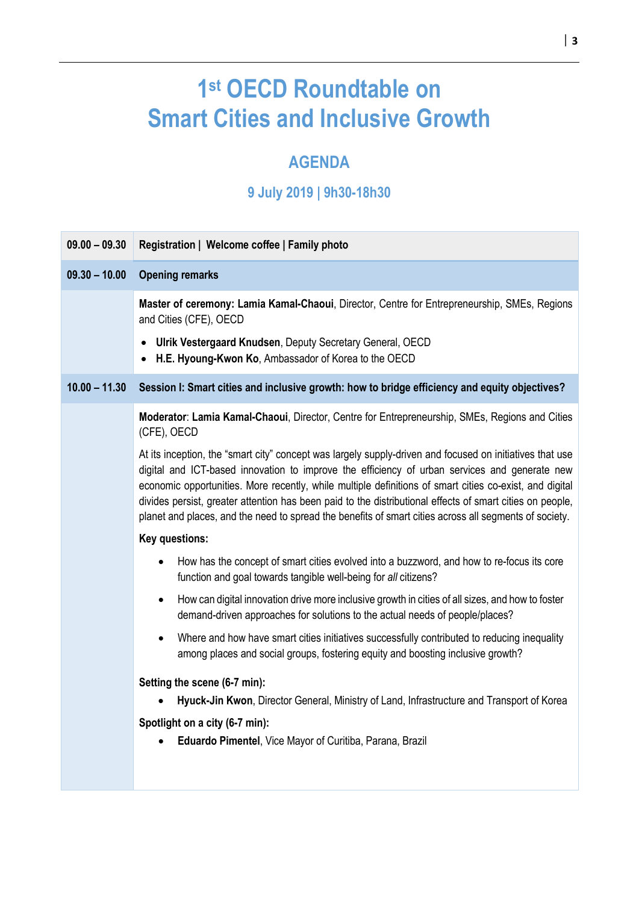# 1st OECD Roundtable on Smart Cities and Inclusive Growth

## AGENDA

### 9 July 2019 | 9h30-18h30

**09.00 – 09.30** **Registration | Welcome coffee | Family photo**

**09.30 – 10.00** **Opening remarks**

**Master of ceremony: Lamia Kamal-Chaoui**, Director, Centre for Entrepreneurship, SMEs, Regions and Cities (CFE), OECD

- **Ulrik Vestergaard Knudsen**, Deputy Secretary General, OECD
- **H.E. Hyoung-Kwon Ko**, Ambassador of Korea to the OECD

**10.00 – 11.30** **Session I: Smart cities and inclusive growth: how to bridge efficiency and equity objectives?**

**Moderator**: **Lamia Kamal-Chaoui**, Director, Centre for Entrepreneurship, SMEs, Regions and Cities (CFE), OECD

At its inception, the "smart city" concept was largely supply-driven and focused on initiatives that use digital and ICT-based innovation to improve the efficiency of urban services and generate new economic opportunities. More recently, while multiple definitions of smart cities co-exist, and digital divides persist, greater attention has been paid to the distributional effects of smart cities on people, planet and places, and the need to spread the benefits of smart cities across all segments of society.

**Key questions:**

- How has the concept of smart cities evolved into a buzzword, and how to re-focus its core function and goal towards tangible well-being for *all* citizens?
- How can digital innovation drive more inclusive growth in cities of all sizes, and how to foster demand-driven approaches for solutions to the actual needs of people/places?
- Where and how have smart cities initiatives successfully contributed to reducing inequality among places and social groups, fostering equity and boosting inclusive growth?

**Setting the scene (6-7 min):**

- **Hyuck-Jin Kwon**, Director General, Ministry of Land, Infrastructure and Transport of Korea

**Spotlight on a city (6-7 min):**

- **Eduardo Pimentel**, Vice Mayor of Curitiba, Parana, Brazil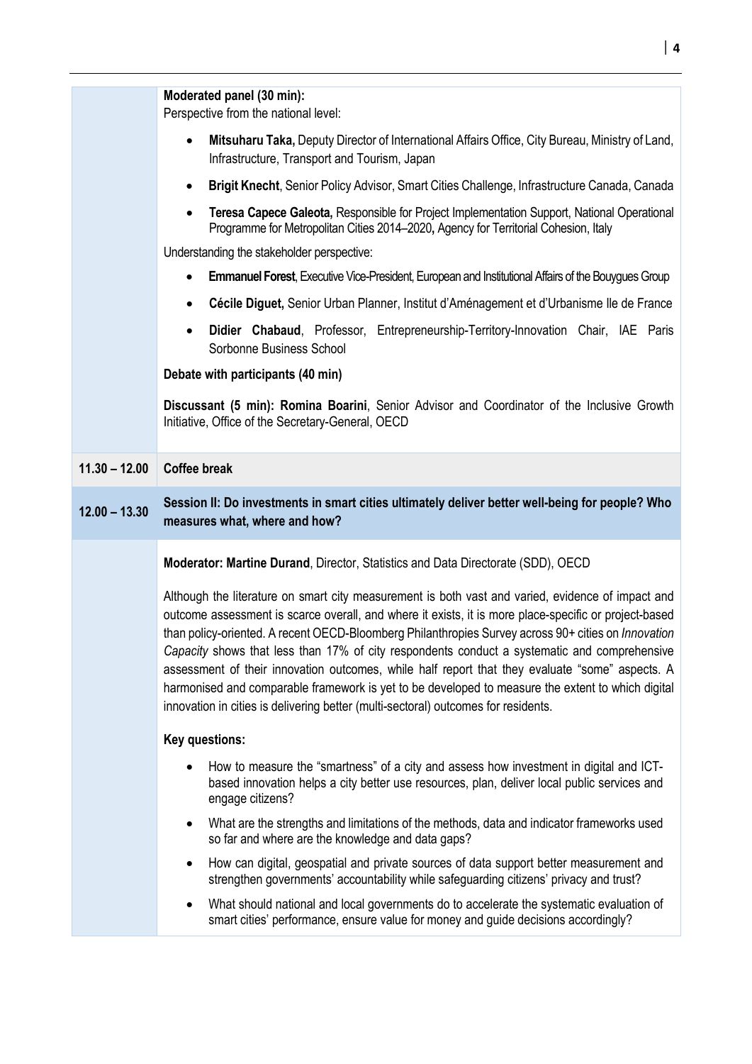**Moderated panel (30 min):**

Perspective from the national level:

- **Mitsuharu Taka,** Deputy Director of International Affairs Office, City Bureau, Ministry of Land, Infrastructure, Transport and Tourism, Japan
- **Brigit Knecht**, Senior Policy Advisor, Smart Cities Challenge, Infrastructure Canada, Canada
- **Teresa Capece Galeota,** Responsible for Project Implementation Support, National Operational Programme for Metropolitan Cities 2014–2020**,** Agency for Territorial Cohesion, Italy

Understanding the stakeholder perspective:

- **Emmanuel Forest**, Executive Vice-President, European and Institutional Affairs of the Bouygues Group
- **Cécile Diguet,** Senior Urban Planner, Institut d'Aménagement et d'Urbanisme Ile de France
- **Didier Chabaud**, Professor, Entrepreneurship-Territory-Innovation Chair, IAE Paris Sorbonne Business School

**Debate with participants (40 min)**

**Discussant (5 min): Romina Boarini**, Senior Advisor and Coordinator of the Inclusive Growth Initiative, Office of the Secretary-General, OECD

**11.30 – 12.00** **Coffee break**

**12.00 – 13.30** **Session II: Do investments in smart cities ultimately deliver better well-being for people? Who measures what, where and how?**

**Moderator: Martine Durand**, Director, Statistics and Data Directorate (SDD), OECD

Although the literature on smart city measurement is both vast and varied, evidence of impact and outcome assessment is scarce overall, and where it exists, it is more place-specific or project-based than policy-oriented. A recent OECD-Bloomberg Philanthropies Survey across 90+ cities on *Innovation Capacity* shows that less than 17% of city respondents conduct a systematic and comprehensive assessment of their innovation outcomes, while half report that they evaluate "some" aspects. A harmonised and comparable framework is yet to be developed to measure the extent to which digital innovation in cities is delivering better (multi-sectoral) outcomes for residents.

**Key questions:**

- How to measure the "smartness" of a city and assess how investment in digital and ICT-based innovation helps a city better use resources, plan, deliver local public services and engage citizens?
- What are the strengths and limitations of the methods, data and indicator frameworks used so far and where are the knowledge and data gaps?
- How can digital, geospatial and private sources of data support better measurement and strengthen governments' accountability while safeguarding citizens' privacy and trust?
- What should national and local governments do to accelerate the systematic evaluation of smart cities' performance, ensure value for money and guide decisions accordingly?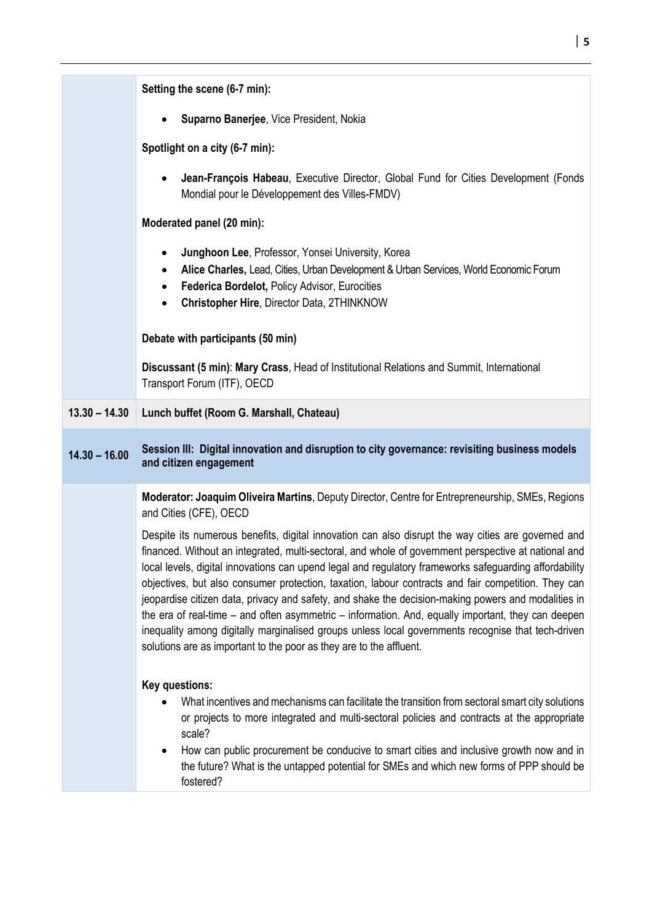| | |
|---|---|
| | **Setting the scene (6-7 min):**<br><br>• **Suparno Banerjee**, Vice President, Nokia<br><br>**Spotlight on a city (6-7 min):**<br><br>• **Jean-François Habeau**, Executive Director, Global Fund for Cities Development (Fonds Mondial pour le Développement des Villes-FMDV)<br><br>**Moderated panel (20 min):**<br><br>• **Junghoon Lee**, Professor, Yonsei University, Korea<br>• **Alice Charles,** Lead, Cities, Urban Development & Urban Services, World Economic Forum<br>• **Federica Bordelot,** Policy Advisor, Eurocities<br>• **Christopher Hire**, Director Data, 2THINKNOW<br><br>**Debate with participants (50 min)**<br><br>**Discussant (5 min)**: **Mary Crass**, Head of Institutional Relations and Summit, International Transport Forum (ITF), OECD |
| **13.30 – 14.30** | **Lunch buffet (Room G. Marshall, Chateau)** |
| **14.30 – 16.00** | **Session III: Digital innovation and disruption to city governance: revisiting business models and citizen engagement** |
| | **Moderator: Joaquim Oliveira Martins**, Deputy Director, Centre for Entrepreneurship, SMEs, Regions and Cities (CFE), OECD<br><br>Despite its numerous benefits, digital innovation can also disrupt the way cities are governed and financed. Without an integrated, multi-sectoral, and whole of government perspective at national and local levels, digital innovations can upend legal and regulatory frameworks safeguarding affordability objectives, but also consumer protection, taxation, labour contracts and fair competition. They can jeopardise citizen data, privacy and safety, and shake the decision-making powers and modalities in the era of real-time – and often asymmetric – information. And, equally important, they can deepen inequality among digitally marginalised groups unless local governments recognise that tech-driven solutions are as important to the poor as they are to the affluent.<br><br>**Key questions:**<br>• What incentives and mechanisms can facilitate the transition from sectoral smart city solutions or projects to more integrated and multi-sectoral policies and contracts at the appropriate scale?<br>• How can public procurement be conducive to smart cities and inclusive growth now and in the future? What is the untapped potential for SMEs and which new forms of PPP should be fostered? |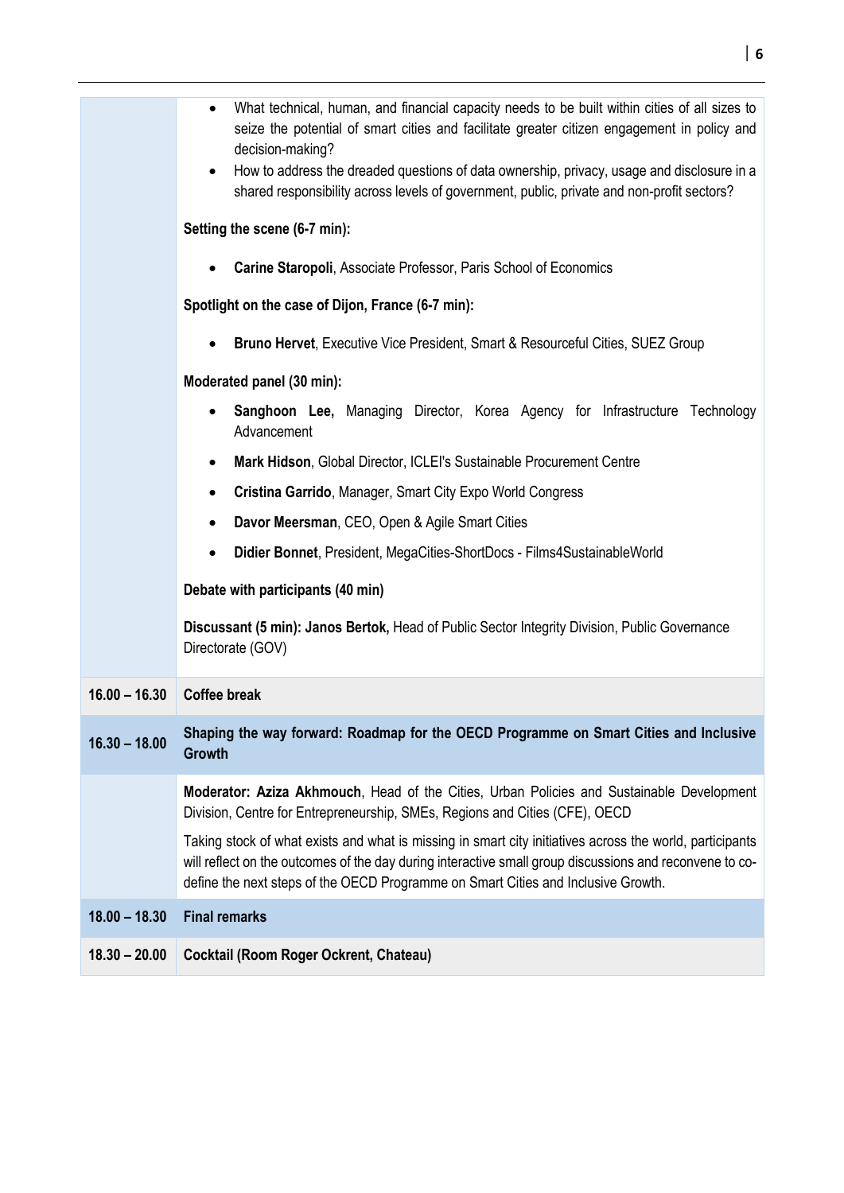| | |
|---|---|
| | • What technical, human, and financial capacity needs to be built within cities of all sizes to seize the potential of smart cities and facilitate greater citizen engagement in policy and decision-making?<br>• How to address the dreaded questions of data ownership, privacy, usage and disclosure in a shared responsibility across levels of government, public, private and non-profit sectors?<br><br>**Setting the scene (6-7 min):**<br><br>• **Carine Staropoli**, Associate Professor, Paris School of Economics<br><br>**Spotlight on the case of Dijon, France (6-7 min):**<br><br>• **Bruno Hervet**, Executive Vice President, Smart & Resourceful Cities, SUEZ Group<br><br>**Moderated panel (30 min):**<br><br>• **Sanghoon Lee,** Managing Director, Korea Agency for Infrastructure Technology Advancement<br>• **Mark Hidson**, Global Director, ICLEI's Sustainable Procurement Centre<br>• **Cristina Garrido**, Manager, Smart City Expo World Congress<br>• **Davor Meersman**, CEO, Open & Agile Smart Cities<br>• **Didier Bonnet**, President, MegaCities-ShortDocs - Films4SustainableWorld<br><br>**Debate with participants (40 min)**<br><br>**Discussant (5 min): Janos Bertok,** Head of Public Sector Integrity Division, Public Governance Directorate (GOV) |
| **16.00 – 16.30** | **Coffee break** |
| **16.30 – 18.00** | **Shaping the way forward: Roadmap for the OECD Programme on Smart Cities and Inclusive Growth** |
| | **Moderator: Aziza Akhmouch**, Head of the Cities, Urban Policies and Sustainable Development Division, Centre for Entrepreneurship, SMEs, Regions and Cities (CFE), OECD<br><br>Taking stock of what exists and what is missing in smart city initiatives across the world, participants will reflect on the outcomes of the day during interactive small group discussions and reconvene to co-define the next steps of the OECD Programme on Smart Cities and Inclusive Growth. |
| **18.00 – 18.30** | **Final remarks** |
| **18.30 – 20.00** | **Cocktail (Room Roger Ockrent, Chateau)** |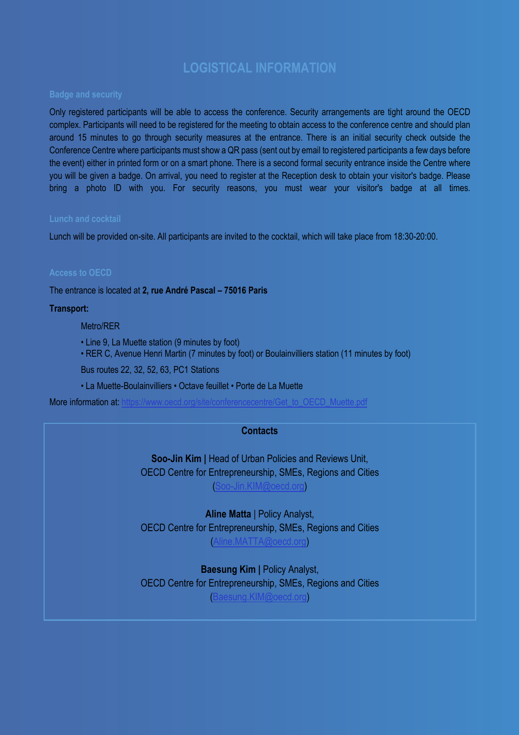# LOGISTICAL INFORMATION

### Badge and security

Only registered participants will be able to access the conference. Security arrangements are tight around the OECD complex. Participants will need to be registered for the meeting to obtain access to the conference centre and should plan around 15 minutes to go through security measures at the entrance. There is an initial security check outside the Conference Centre where participants must show a QR pass (sent out by email to registered participants a few days before the event) either in printed form or on a smart phone. There is a second formal security entrance inside the Centre where you will be given a badge. On arrival, you need to register at the Reception desk to obtain your visitor's badge. Please bring a photo ID with you. For security reasons, you must wear your visitor's badge at all times.

### Lunch and cocktail

Lunch will be provided on-site. All participants are invited to the cocktail, which will take place from 18:30-20:00.

### Access to OECD

The entrance is located at **2, rue André Pascal – 75016 Paris**

**Transport:**

Metro/RER

- Line 9, La Muette station (9 minutes by foot)
- RER C, Avenue Henri Martin (7 minutes by foot) or Boulainvilliers station (11 minutes by foot)

Bus routes 22, 32, 52, 63, PC1 Stations

- La Muette-Boulainvilliers • Octave feuillet • Porte de La Muette

More information at: https://www.oecd.org/site/conferencecentre/Get_to_OECD_Muette.pdf

**Contacts**

**Soo-Jin Kim |** Head of Urban Policies and Reviews Unit,
OECD Centre for Entrepreneurship, SMEs, Regions and Cities
(Soo-Jin.KIM@oecd.org)

**Aline Matta** | Policy Analyst,
OECD Centre for Entrepreneurship, SMEs, Regions and Cities
(Aline.MATTA@oecd.org)

**Baesung Kim |** Policy Analyst,
OECD Centre for Entrepreneurship, SMEs, Regions and Cities
(Baesung.KIM@oecd.org)